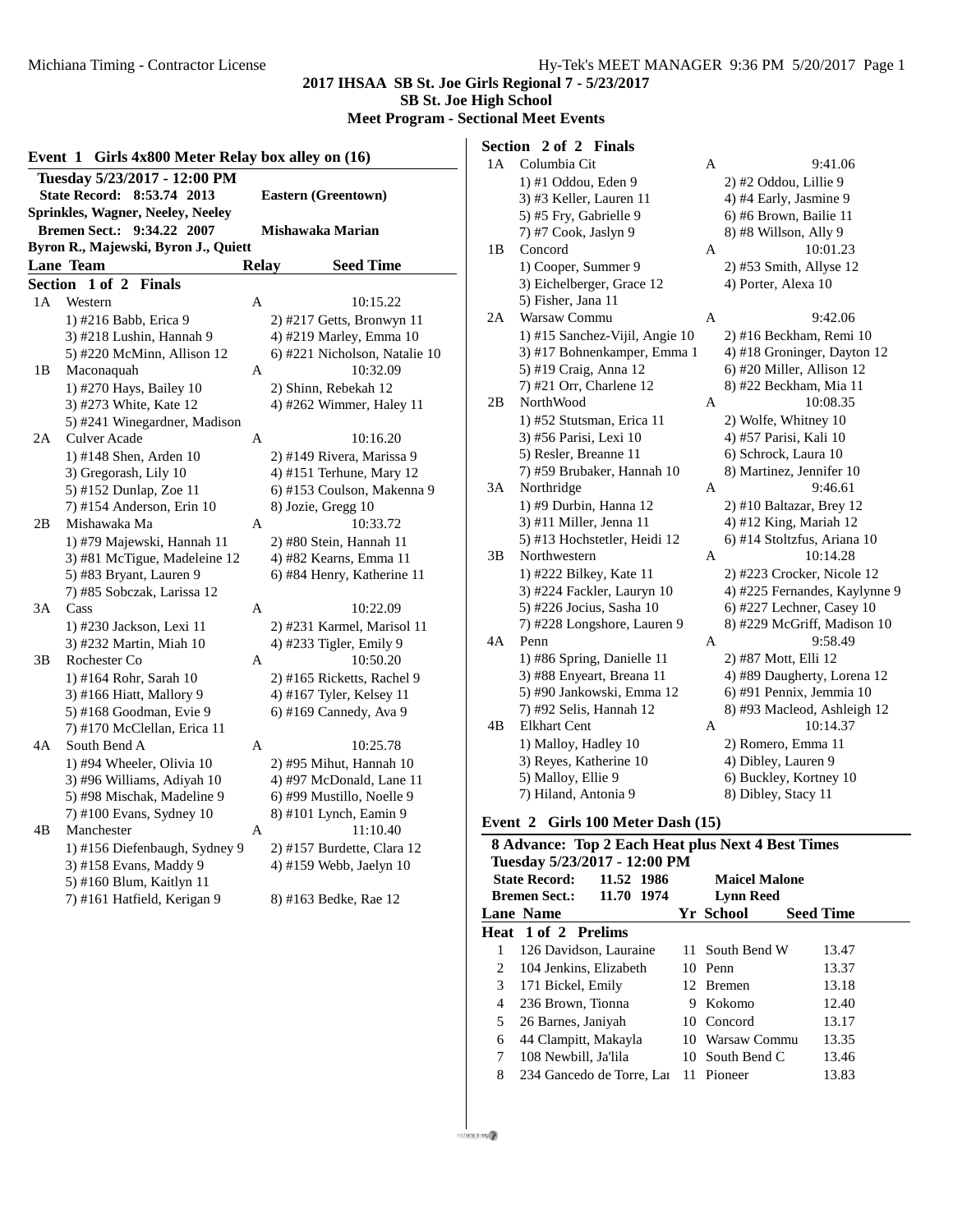**2017 IHSAA SB St. Joe Girls Regional 7 - 5/23/2017**
**SB St. Joe High School**
**Meet Program - Sectional Meet Events**

## Event 1 Girls 4x800 Meter Relay box alley on (16)

**Tuesday 5/23/2017 - 12:00 PM**
**State Record: 8:53.74 2013** **Eastern (Greentown)**
**Sprinkles, Wagner, Neeley, Neeley**
**Bremen Sect.: 9:34.22 2007** **Mishawaka Marian**
**Byron R., Majewski, Byron J., Quiett**

| Lane | Team | Relay | Seed Time |
|---|---|---|---|

**Section 1 of 2 Finals**

1A Western — A — 10:15.22
1) #216 Babb, Erica 9; 2) #217 Getts, Bronwyn 11; 3) #218 Lushin, Hannah 9; 4) #219 Marley, Emma 10; 5) #220 McMinn, Allison 12; 6) #221 Nicholson, Natalie 10

1B Maconaquah — A — 10:32.09
1) #270 Hays, Bailey 10; 2) Shinn, Rebekah 12; 3) #273 White, Kate 12; 4) #262 Wimmer, Haley 11; 5) #241 Winegardner, Madison

2A Culver Acade — A — 10:16.20
1) #148 Shen, Arden 10; 2) #149 Rivera, Marissa 9; 3) Gregorash, Lily 10; 4) #151 Terhune, Mary 12; 5) #152 Dunlap, Zoe 11; 6) #153 Coulson, Makenna 9; 7) #154 Anderson, Erin 10; 8) Jozie, Gregg 10

2B Mishawaka Ma — A — 10:33.72
1) #79 Majewski, Hannah 11; 2) #80 Stein, Hannah 11; 3) #81 McTigue, Madeleine 12; 4) #82 Kearns, Emma 11; 5) #83 Bryant, Lauren 9; 6) #84 Henry, Katherine 11; 7) #85 Sobczak, Larissa 12

3A Cass — A — 10:22.09
1) #230 Jackson, Lexi 11; 2) #231 Karmel, Marisol 11; 3) #232 Martin, Miah 10; 4) #233 Tigler, Emily 9

3B Rochester Co — A — 10:50.20
1) #164 Rohr, Sarah 10; 2) #165 Ricketts, Rachel 9; 3) #166 Hiatt, Mallory 9; 4) #167 Tyler, Kelsey 11; 5) #168 Goodman, Evie 9; 6) #169 Cannedy, Ava 9; 7) #170 McClellan, Erica 11

4A South Bend A — A — 10:25.78
1) #94 Wheeler, Olivia 10; 2) #95 Mihut, Hannah 10; 3) #96 Williams, Adiyah 10; 4) #97 McDonald, Lane 11; 5) #98 Mischak, Madeline 9; 6) #99 Mustillo, Noelle 9; 7) #100 Evans, Sydney 10; 8) #101 Lynch, Eamin 9

4B Manchester — A — 11:10.40
1) #156 Diefenbaugh, Sydney 9; 2) #157 Burdette, Clara 12; 3) #158 Evans, Maddy 9; 4) #159 Webb, Jaelyn 10; 5) #160 Blum, Kaitlyn 11; 7) #161 Hatfield, Kerigan 9; 8) #163 Bedke, Rae 12

**Section 2 of 2 Finals**

1A Columbia Cit — A — 9:41.06
1) #1 Oddou, Eden 9; 2) #2 Oddou, Lillie 9; 3) #3 Keller, Lauren 11; 4) #4 Early, Jasmine 9; 5) #5 Fry, Gabrielle 9; 6) #6 Brown, Bailie 11; 7) #7 Cook, Jaslyn 9; 8) #8 Willson, Ally 9

1B Concord — A — 10:01.23
1) Cooper, Summer 9; 2) #53 Smith, Allyse 12; 3) Eichelberger, Grace 12; 4) Porter, Alexa 10; 5) Fisher, Jana 11

2A Warsaw Commu — A — 9:42.06
1) #15 Sanchez-Vijil, Angie 10; 2) #16 Beckham, Remi 10; 3) #17 Bohnenkamper, Emma 1; 4) #18 Groninger, Dayton 12; 5) #19 Craig, Anna 12; 6) #20 Miller, Allison 12; 7) #21 Orr, Charlene 12; 8) #22 Beckham, Mia 11

2B NorthWood — A — 10:08.35
1) #52 Stutsman, Erica 11; 2) Wolfe, Whitney 10; 3) #56 Parisi, Lexi 10; 4) #57 Parisi, Kali 10; 5) Resler, Breanne 11; 6) Schrock, Laura 10; 7) #59 Brubaker, Hannah 10; 8) Martinez, Jennifer 10

3A Northridge — A — 9:46.61
1) #9 Durbin, Hanna 12; 2) #10 Baltazar, Brey 12; 3) #11 Miller, Jenna 11; 4) #12 King, Mariah 12; 5) #13 Hochstetler, Heidi 12; 6) #14 Stoltzfus, Ariana 10

3B Northwestern — A — 10:14.28
1) #222 Bilkey, Kate 11; 2) #223 Crocker, Nicole 12; 3) #224 Fackler, Lauryn 10; 4) #225 Fernandes, Kaylynne 9; 5) #226 Jocius, Sasha 10; 6) #227 Lechner, Casey 10; 7) #228 Longshore, Lauren 9; 8) #229 McGriff, Madison 10

4A Penn — A — 9:58.49
1) #86 Spring, Danielle 11; 2) #87 Mott, Elli 12; 3) #88 Enyeart, Breana 11; 4) #89 Daugherty, Lorena 12; 5) #90 Jankowski, Emma 12; 6) #91 Pennix, Jemmia 10; 7) #92 Selis, Hannah 12; 8) #93 Macleod, Ashleigh 12

4B Elkhart Cent — A — 10:14.37
1) Malloy, Hadley 10; 2) Romero, Emma 11; 3) Reyes, Katherine 10; 4) Dibley, Lauren 9; 5) Malloy, Ellie 9; 6) Buckley, Kortney 10; 7) Hiland, Antonia 9; 8) Dibley, Stacy 11

## Event 2 Girls 100 Meter Dash (15)

**8 Advance: Top 2 Each Heat plus Next 4 Best Times**
**Tuesday 5/23/2017 - 12:00 PM**
**State Record: 11.52 1986** **Maicel Malone**
**Bremen Sect.: 11.70 1974** **Lynn Reed**

**Heat 1 of 2 Prelims**

| Lane | Name | Yr | School | Seed Time |
|---|---|---|---|---|
| 1 | 126 Davidson, Lauraine | 11 | South Bend W | 13.47 |
| 2 | 104 Jenkins, Elizabeth | 10 | Penn | 13.37 |
| 3 | 171 Bickel, Emily | 12 | Bremen | 13.18 |
| 4 | 236 Brown, Tionna | 9 | Kokomo | 12.40 |
| 5 | 26 Barnes, Janiyah | 10 | Concord | 13.17 |
| 6 | 44 Clampitt, Makayla | 10 | Warsaw Commu | 13.35 |
| 7 | 108 Newbill, Ja'lila | 10 | South Bend C | 13.46 |
| 8 | 234 Gancedo de Torre, Lar | 11 | Pioneer | 13.83 |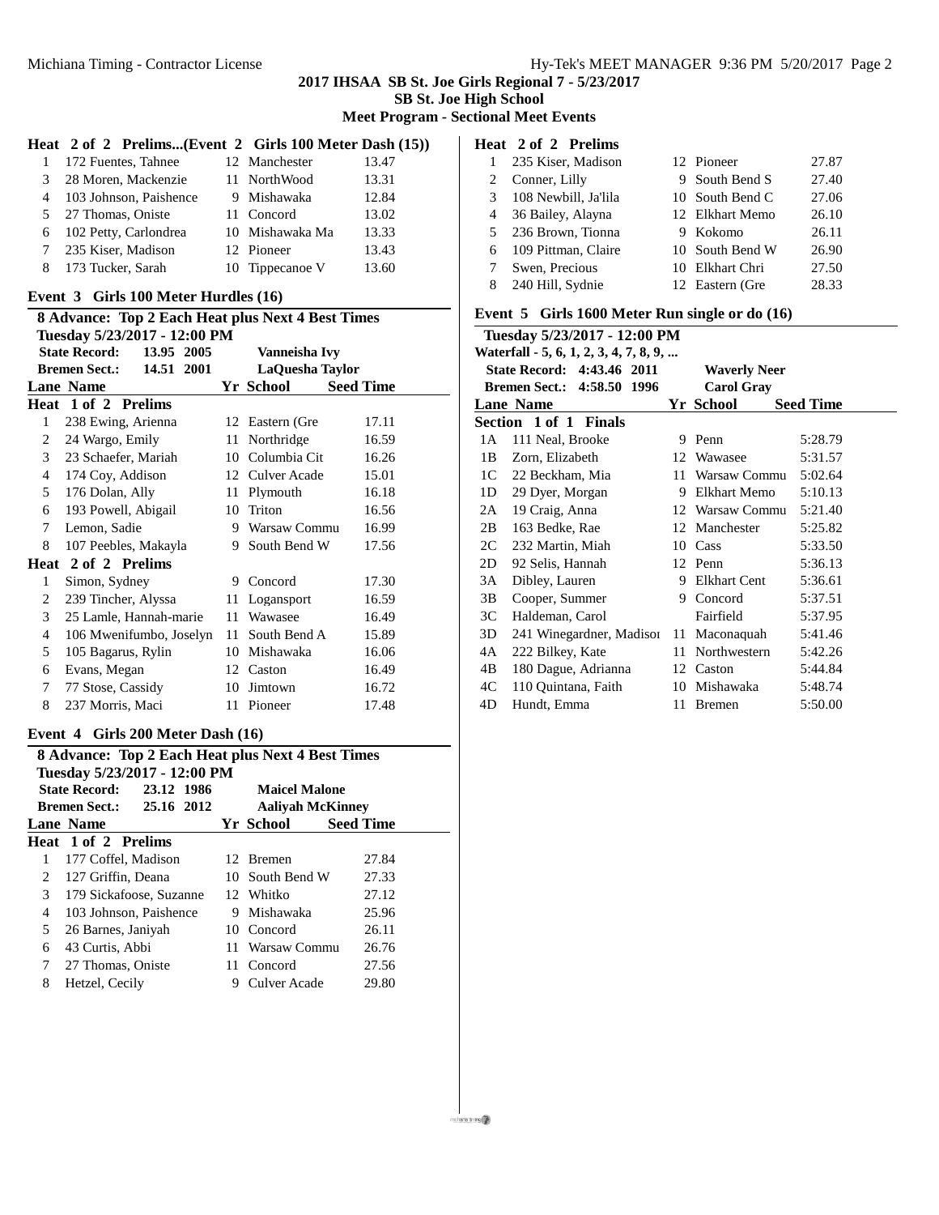## 2017 IHSAA SB St. Joe Girls Regional 7 - 5/23/2017
### SB St. Joe High School
### Meet Program - Sectional Meet Events

**Heat 2 of 2 Prelims...(Event 2 Girls 100 Meter Dash (15))**

| Lane | Name | Yr | School | Seed Time |
|---|---|---|---|---|
| 1 | 172 Fuentes, Tahnee | 12 | Manchester | 13.47 |
| 3 | 28 Moren, Mackenzie | 11 | NorthWood | 13.31 |
| 4 | 103 Johnson, Paishence | 9 | Mishawaka | 12.84 |
| 5 | 27 Thomas, Oniste | 11 | Concord | 13.02 |
| 6 | 102 Petty, Carlondrea | 10 | Mishawaka Ma | 13.33 |
| 7 | 235 Kiser, Madison | 12 | Pioneer | 13.43 |
| 8 | 173 Tucker, Sarah | 10 | Tippecanoe V | 13.60 |

### Event 3 Girls 100 Meter Hurdles (16)

**8 Advance: Top 2 Each Heat plus Next 4 Best Times**
**Tuesday 5/23/2017 - 12:00 PM**
**State Record: 13.95 2005 Vanneisha Ivy**
**Bremen Sect.: 14.51 2001 LaQuesha Taylor**

| Lane | Name | Yr | School | Seed Time |
|---|---|---|---|---|
| **Heat 1 of 2 Prelims** | | | | |
| 1 | 238 Ewing, Arienna | 12 | Eastern (Gre | 17.11 |
| 2 | 24 Wargo, Emily | 11 | Northridge | 16.59 |
| 3 | 23 Schaefer, Mariah | 10 | Columbia Cit | 16.26 |
| 4 | 174 Coy, Addison | 12 | Culver Acade | 15.01 |
| 5 | 176 Dolan, Ally | 11 | Plymouth | 16.18 |
| 6 | 193 Powell, Abigail | 10 | Triton | 16.56 |
| 7 | Lemon, Sadie | 9 | Warsaw Commu | 16.99 |
| 8 | 107 Peebles, Makayla | 9 | South Bend W | 17.56 |
| **Heat 2 of 2 Prelims** | | | | |
| 1 | Simon, Sydney | 9 | Concord | 17.30 |
| 2 | 239 Tincher, Alyssa | 11 | Logansport | 16.59 |
| 3 | 25 Lamle, Hannah-marie | 11 | Wawasee | 16.49 |
| 4 | 106 Mwenifumbo, Joselyn | 11 | South Bend A | 15.89 |
| 5 | 105 Bagarus, Rylin | 10 | Mishawaka | 16.06 |
| 6 | Evans, Megan | 12 | Caston | 16.49 |
| 7 | 77 Stose, Cassidy | 10 | Jimtown | 16.72 |
| 8 | 237 Morris, Maci | 11 | Pioneer | 17.48 |

### Event 4 Girls 200 Meter Dash (16)

**8 Advance: Top 2 Each Heat plus Next 4 Best Times**
**Tuesday 5/23/2017 - 12:00 PM**
**State Record: 23.12 1986 Maicel Malone**
**Bremen Sect.: 25.16 2012 Aaliyah McKinney**

| Lane | Name | Yr | School | Seed Time |
|---|---|---|---|---|
| **Heat 1 of 2 Prelims** | | | | |
| 1 | 177 Coffel, Madison | 12 | Bremen | 27.84 |
| 2 | 127 Griffin, Deana | 10 | South Bend W | 27.33 |
| 3 | 179 Sickafoose, Suzanne | 12 | Whitko | 27.12 |
| 4 | 103 Johnson, Paishence | 9 | Mishawaka | 25.96 |
| 5 | 26 Barnes, Janiyah | 10 | Concord | 26.11 |
| 6 | 43 Curtis, Abbi | 11 | Warsaw Commu | 26.76 |
| 7 | 27 Thomas, Oniste | 11 | Concord | 27.56 |
| 8 | Hetzel, Cecily | 9 | Culver Acade | 29.80 |
| **Heat 2 of 2 Prelims** | | | | |
| 1 | 235 Kiser, Madison | 12 | Pioneer | 27.87 |
| 2 | Conner, Lilly | 9 | South Bend S | 27.40 |
| 3 | 108 Newbill, Ja'lila | 10 | South Bend C | 27.06 |
| 4 | 36 Bailey, Alayna | 12 | Elkhart Memo | 26.10 |
| 5 | 236 Brown, Tionna | 9 | Kokomo | 26.11 |
| 6 | 109 Pittman, Claire | 10 | South Bend W | 26.90 |
| 7 | Swen, Precious | 10 | Elkhart Chri | 27.50 |
| 8 | 240 Hill, Sydnie | 12 | Eastern (Gre | 28.33 |

### Event 5 Girls 1600 Meter Run single or do (16)

**Tuesday 5/23/2017 - 12:00 PM**
**Waterfall - 5, 6, 1, 2, 3, 4, 7, 8, 9, ...**
**State Record: 4:43.46 2011 Waverly Neer**
**Bremen Sect.: 4:58.50 1996 Carol Gray**

| Lane | Name | Yr | School | Seed Time |
|---|---|---|---|---|
| **Section 1 of 1 Finals** | | | | |
| 1A | 111 Neal, Brooke | 9 | Penn | 5:28.79 |
| 1B | Zorn, Elizabeth | 12 | Wawasee | 5:31.57 |
| 1C | 22 Beckham, Mia | 11 | Warsaw Commu | 5:02.64 |
| 1D | 29 Dyer, Morgan | 9 | Elkhart Memo | 5:10.13 |
| 2A | 19 Craig, Anna | 12 | Warsaw Commu | 5:21.40 |
| 2B | 163 Bedke, Rae | 12 | Manchester | 5:25.82 |
| 2C | 232 Martin, Miah | 10 | Cass | 5:33.50 |
| 2D | 92 Selis, Hannah | 12 | Penn | 5:36.13 |
| 3A | Dibley, Lauren | 9 | Elkhart Cent | 5:36.61 |
| 3B | Cooper, Summer | 9 | Concord | 5:37.51 |
| 3C | Haldeman, Carol | | Fairfield | 5:37.95 |
| 3D | 241 Winegardner, Madisor | 11 | Maconaquah | 5:41.46 |
| 4A | 222 Bilkey, Kate | 11 | Northwestern | 5:42.26 |
| 4B | 180 Dague, Adrianna | 12 | Caston | 5:44.84 |
| 4C | 110 Quintana, Faith | 10 | Mishawaka | 5:48.74 |
| 4D | Hundt, Emma | 11 | Bremen | 5:50.00 |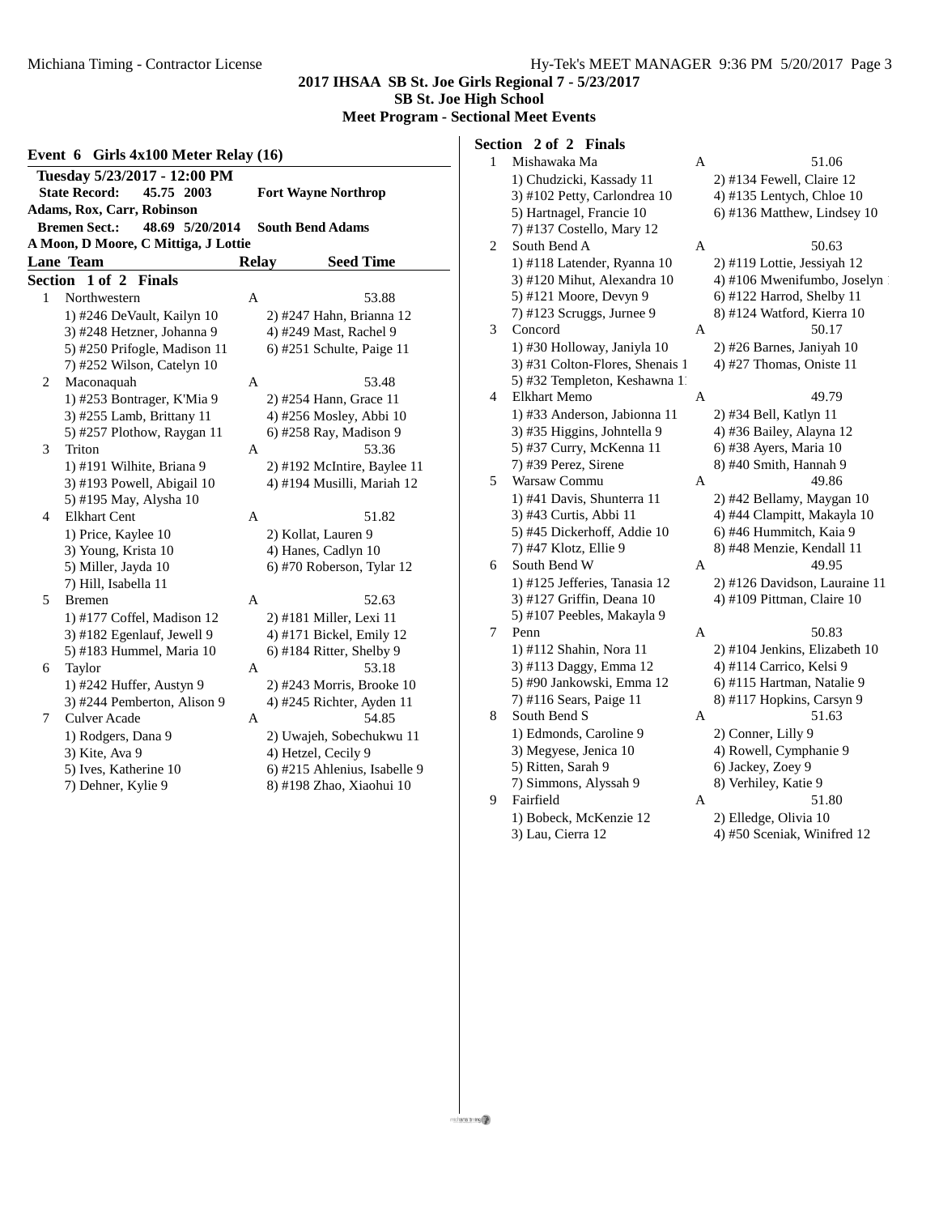**2017 IHSAA SB St. Joe Girls Regional 7 - 5/23/2017**
**SB St. Joe High School**
**Meet Program - Sectional Meet Events**

## Event 6 Girls 4x100 Meter Relay (16)

**Tuesday 5/23/2017 - 12:00 PM**

**State Record: 45.75 2003 Fort Wayne Northrop**
**Adams, Rox, Carr, Robinson**

**Bremen Sect.: 48.69 5/20/2014 South Bend Adams**
**A Moon, D Moore, C Mittiga, J Lottie**

| Lane | Team | Relay | Seed Time |
|---|---|---|---|

### Section 1 of 2 Finals

| Lane | Team | Relay | Seed Time |
|---|---|---|---|
| 1 | Northwestern | A | 53.88 |
| | 1) #246 DeVault, Kailyn 10; 2) #247 Hahn, Brianna 12; 3) #248 Hetzner, Johanna 9; 4) #249 Mast, Rachel 9; 5) #250 Prifogle, Madison 11; 6) #251 Schulte, Paige 11; 7) #252 Wilson, Catelyn 10 | | |
| 2 | Maconaquah | A | 53.48 |
| | 1) #253 Bontrager, K'Mia 9; 2) #254 Hann, Grace 11; 3) #255 Lamb, Brittany 11; 4) #256 Mosley, Abbi 10; 5) #257 Plothow, Raygan 11; 6) #258 Ray, Madison 9 | | |
| 3 | Triton | A | 53.36 |
| | 1) #191 Wilhite, Briana 9; 2) #192 McIntire, Baylee 11; 3) #193 Powell, Abigail 10; 4) #194 Musilli, Mariah 12; 5) #195 May, Alysha 10 | | |
| 4 | Elkhart Cent | A | 51.82 |
| | 1) Price, Kaylee 10; 2) Kollat, Lauren 9; 3) Young, Krista 10; 4) Hanes, Cadlyn 10; 5) Miller, Jayda 10; 6) #70 Roberson, Tylar 12; 7) Hill, Isabella 11 | | |
| 5 | Bremen | A | 52.63 |
| | 1) #177 Coffel, Madison 12; 2) #181 Miller, Lexi 11; 3) #182 Egenlauf, Jewell 9; 4) #171 Bickel, Emily 12; 5) #183 Hummel, Maria 10; 6) #184 Ritter, Shelby 9 | | |
| 6 | Taylor | A | 53.18 |
| | 1) #242 Huffer, Austyn 9; 2) #243 Morris, Brooke 10; 3) #244 Pemberton, Alison 9; 4) #245 Richter, Ayden 11 | | |
| 7 | Culver Acade | A | 54.85 |
| | 1) Rodgers, Dana 9; 2) Uwajeh, Sobechukwu 11; 3) Kite, Ava 9; 4) Hetzel, Cecily 9; 5) Ives, Katherine 10; 6) #215 Ahlenius, Isabelle 9; 7) Dehner, Kylie 9; 8) #198 Zhao, Xiaohui 10 | | |

### Section 2 of 2 Finals

| Lane | Team | Relay | Seed Time |
|---|---|---|---|
| 1 | Mishawaka Ma | A | 51.06 |
| | 1) Chudzicki, Kassady 11; 2) #134 Fewell, Claire 12; 3) #102 Petty, Carlondrea 10; 4) #135 Lentych, Chloe 10; 5) Hartnagel, Francie 10; 6) #136 Matthew, Lindsey 10; 7) #137 Costello, Mary 12 | | |
| 2 | South Bend A | A | 50.63 |
| | 1) #118 Latender, Ryanna 10; 2) #119 Lottie, Jessiyah 12; 3) #120 Mihut, Alexandra 10; 4) #106 Mwenifumbo, Joselyn; 5) #121 Moore, Devyn 9; 6) #122 Harrod, Shelby 11; 7) #123 Scruggs, Jurnee 9; 8) #124 Watford, Kierra 10 | | |
| 3 | Concord | A | 50.17 |
| | 1) #30 Holloway, Janiyla 10; 2) #26 Barnes, Janiyah 10; 3) #31 Colton-Flores, Shenais 1; 4) #27 Thomas, Oniste 11; 5) #32 Templeton, Keshawna 1 | | |
| 4 | Elkhart Memo | A | 49.79 |
| | 1) #33 Anderson, Jabionna 11; 2) #34 Bell, Katlyn 11; 3) #35 Higgins, Johntella 9; 4) #36 Bailey, Alayna 12; 5) #37 Curry, McKenna 11; 6) #38 Ayers, Maria 10; 7) #39 Perez, Sirene; 8) #40 Smith, Hannah 9 | | |
| 5 | Warsaw Commu | A | 49.86 |
| | 1) #41 Davis, Shunterra 11; 2) #42 Bellamy, Maygan 10; 3) #43 Curtis, Abbi 11; 4) #44 Clampitt, Makayla 10; 5) #45 Dickerhoff, Addie 10; 6) #46 Hummitch, Kaia 9; 7) #47 Klotz, Ellie 9; 8) #48 Menzie, Kendall 11 | | |
| 6 | South Bend W | A | 49.95 |
| | 1) #125 Jefferies, Tanasia 12; 2) #126 Davidson, Lauraine 11; 3) #127 Griffin, Deana 10; 4) #109 Pittman, Claire 10; 5) #107 Peebles, Makayla 9 | | |
| 7 | Penn | A | 50.83 |
| | 1) #112 Shahin, Nora 11; 2) #104 Jenkins, Elizabeth 10; 3) #113 Daggy, Emma 12; 4) #114 Carrico, Kelsi 9; 5) #90 Jankowski, Emma 12; 6) #115 Hartman, Natalie 9; 7) #116 Sears, Paige 11; 8) #117 Hopkins, Carsyn 9 | | |
| 8 | South Bend S | A | 51.63 |
| | 1) Edmonds, Caroline 9; 2) Conner, Lilly 9; 3) Megyese, Jenica 10; 4) Rowell, Cymphanie 9; 5) Ritten, Sarah 9; 6) Jackey, Zoey 9; 7) Simmons, Alyssah 9; 8) Verhiley, Katie 9 | | |
| 9 | Fairfield | A | 51.80 |
| | 1) Bobeck, McKenzie 12; 2) Elledge, Olivia 10; 3) Lau, Cierra 12; 4) #50 Sceniak, Winifred 12 | | |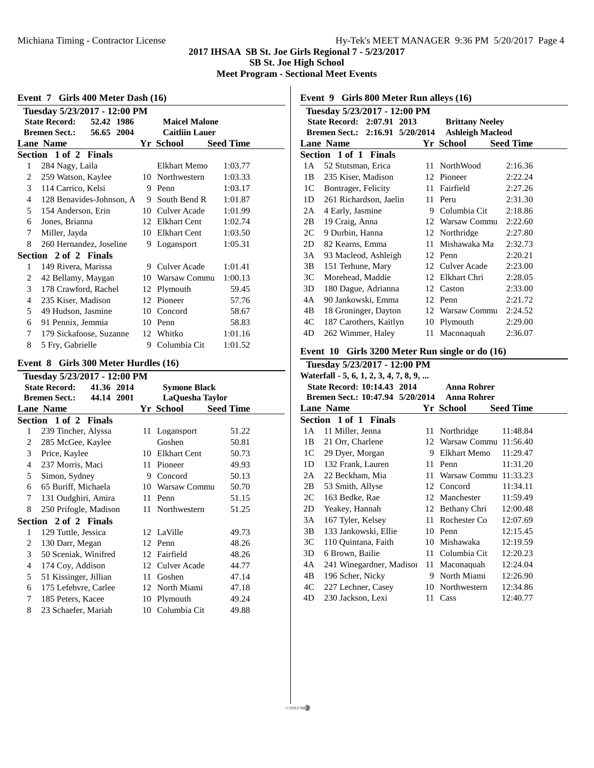# 2017 IHSAA SB St. Joe Girls Regional 7 - 5/23/2017

## SB St. Joe High School

## Meet Program - Sectional Meet Events

### Event 7 Girls 400 Meter Dash (16)

**Tuesday 5/23/2017 - 12:00 PM**

**State Record: 52.42 1986 Maicel Malone**

**Bremen Sect.: 56.65 2004 Caitliin Lauer**

| Lane | Name | Yr | School | Seed Time |
|---|---|---|---|---|
| **Section 1 of 2 Finals** | | | | |
| 1 | 284 Nagy, Laila | | Elkhart Memo | 1:03.77 |
| 2 | 259 Watson, Kaylee | 10 | Northwestern | 1:03.33 |
| 3 | 114 Carrico, Kelsi | 9 | Penn | 1:03.17 |
| 4 | 128 Benavides-Johnson, A | 9 | South Bend R | 1:01.87 |
| 5 | 154 Anderson, Erin | 10 | Culver Acade | 1:01.99 |
| 6 | Jones, Brianna | 12 | Elkhart Cent | 1:02.74 |
| 7 | Miller, Jayda | 10 | Elkhart Cent | 1:03.50 |
| 8 | 260 Hernandez, Joseline | 9 | Logansport | 1:05.31 |
| **Section 2 of 2 Finals** | | | | |
| 1 | 149 Rivera, Marissa | 9 | Culver Acade | 1:01.41 |
| 2 | 42 Bellamy, Maygan | 10 | Warsaw Commu | 1:00.13 |
| 3 | 178 Crawford, Rachel | 12 | Plymouth | 59.45 |
| 4 | 235 Kiser, Madison | 12 | Pioneer | 57.76 |
| 5 | 49 Hudson, Jasmine | 10 | Concord | 58.67 |
| 6 | 91 Pennix, Jemmia | 10 | Penn | 58.83 |
| 7 | 179 Sickafoose, Suzanne | 12 | Whitko | 1:01.16 |
| 8 | 5 Fry, Gabrielle | 9 | Columbia Cit | 1:01.52 |

### Event 8 Girls 300 Meter Hurdles (16)

**Tuesday 5/23/2017 - 12:00 PM**

**State Record: 41.36 2014 Symone Black**

**Bremen Sect.: 44.14 2001 LaQuesha Taylor**

| Lane | Name | Yr | School | Seed Time |
|---|---|---|---|---|
| **Section 1 of 2 Finals** | | | | |
| 1 | 239 Tincher, Alyssa | 11 | Logansport | 51.22 |
| 2 | 285 McGee, Kaylee | | Goshen | 50.81 |
| 3 | Price, Kaylee | 10 | Elkhart Cent | 50.73 |
| 4 | 237 Morris, Maci | 11 | Pioneer | 49.93 |
| 5 | Simon, Sydney | 9 | Concord | 50.13 |
| 6 | 65 Buriff, Michaela | 10 | Warsaw Commu | 50.70 |
| 7 | 131 Oudghiri, Amira | 11 | Penn | 51.15 |
| 8 | 250 Prifogle, Madison | 11 | Northwestern | 51.25 |
| **Section 2 of 2 Finals** | | | | |
| 1 | 129 Tuttle, Jessica | 12 | LaVille | 49.73 |
| 2 | 130 Darr, Megan | 12 | Penn | 48.26 |
| 3 | 50 Sceniak, Winifred | 12 | Fairfield | 48.26 |
| 4 | 174 Coy, Addison | 12 | Culver Acade | 44.77 |
| 5 | 51 Kissinger, Jillian | 11 | Goshen | 47.14 |
| 6 | 175 Lefebvre, Carlee | 12 | North Miami | 47.18 |
| 7 | 185 Peters, Kacee | 10 | Plymouth | 49.24 |
| 8 | 23 Schaefer, Mariah | 10 | Columbia Cit | 49.88 |

### Event 9 Girls 800 Meter Run alleys (16)

**Tuesday 5/23/2017 - 12:00 PM**

**State Record: 2:07.91 2013 Brittany Neeley**

**Bremen Sect.: 2:16.91 5/20/2014 Ashleigh Macleod**

| Lane | Name | Yr | School | Seed Time |
|---|---|---|---|---|
| **Section 1 of 1 Finals** | | | | |
| 1A | 52 Stutsman, Erica | 11 | NorthWood | 2:16.36 |
| 1B | 235 Kiser, Madison | 12 | Pioneer | 2:22.24 |
| 1C | Bontrager, Felicity | 11 | Fairfield | 2:27.26 |
| 1D | 261 Richardson, Jaelin | 11 | Peru | 2:31.30 |
| 2A | 4 Early, Jasmine | 9 | Columbia Cit | 2:18.86 |
| 2B | 19 Craig, Anna | 12 | Warsaw Commu | 2:22.60 |
| 2C | 9 Durbin, Hanna | 12 | Northridge | 2:27.80 |
| 2D | 82 Kearns, Emma | 11 | Mishawaka Ma | 2:32.73 |
| 3A | 93 Macleod, Ashleigh | 12 | Penn | 2:20.21 |
| 3B | 151 Terhune, Mary | 12 | Culver Acade | 2:23.00 |
| 3C | Morehead, Maddie | 12 | Elkhart Chri | 2:28.05 |
| 3D | 180 Dague, Adrianna | 12 | Caston | 2:33.00 |
| 4A | 90 Jankowski, Emma | 12 | Penn | 2:21.72 |
| 4B | 18 Groninger, Dayton | 12 | Warsaw Commu | 2:24.52 |
| 4C | 187 Carothers, Kaitlyn | 10 | Plymouth | 2:29.00 |
| 4D | 262 Wimmer, Haley | 11 | Maconaquah | 2:36.07 |

### Event 10 Girls 3200 Meter Run single or do (16)

**Tuesday 5/23/2017 - 12:00 PM**

Waterfall - 5, 6, 1, 2, 3, 4, 7, 8, 9, ...

**State Record: 10:14.43 2014 Anna Rohrer**

**Bremen Sect.: 10:47.94 5/20/2014 Anna Rohrer**

| Lane | Name | Yr | School | Seed Time |
|---|---|---|---|---|
| **Section 1 of 1 Finals** | | | | |
| 1A | 11 Miller, Jenna | 11 | Northridge | 11:48.84 |
| 1B | 21 Orr, Charlene | 12 | Warsaw Commu | 11:56.40 |
| 1C | 29 Dyer, Morgan | 9 | Elkhart Memo | 11:29.47 |
| 1D | 132 Frank, Lauren | 11 | Penn | 11:31.20 |
| 2A | 22 Beckham, Mia | 11 | Warsaw Commu | 11:33.23 |
| 2B | 53 Smith, Allyse | 12 | Concord | 11:34.11 |
| 2C | 163 Bedke, Rae | 12 | Manchester | 11:59.49 |
| 2D | Yeakey, Hannah | 12 | Bethany Chri | 12:00.48 |
| 3A | 167 Tyler, Kelsey | 11 | Rochester Co | 12:07.69 |
| 3B | 133 Jankowski, Ellie | 10 | Penn | 12:15.45 |
| 3C | 110 Quintana, Faith | 10 | Mishawaka | 12:19.59 |
| 3D | 6 Brown, Bailie | 11 | Columbia Cit | 12:20.23 |
| 4A | 241 Winegardner, Madisor | 11 | Maconaquah | 12:24.04 |
| 4B | 196 Scher, Nicky | 9 | North Miami | 12:26.90 |
| 4C | 227 Lechner, Casey | 10 | Northwestern | 12:34.86 |
| 4D | 230 Jackson, Lexi | 11 | Cass | 12:40.77 |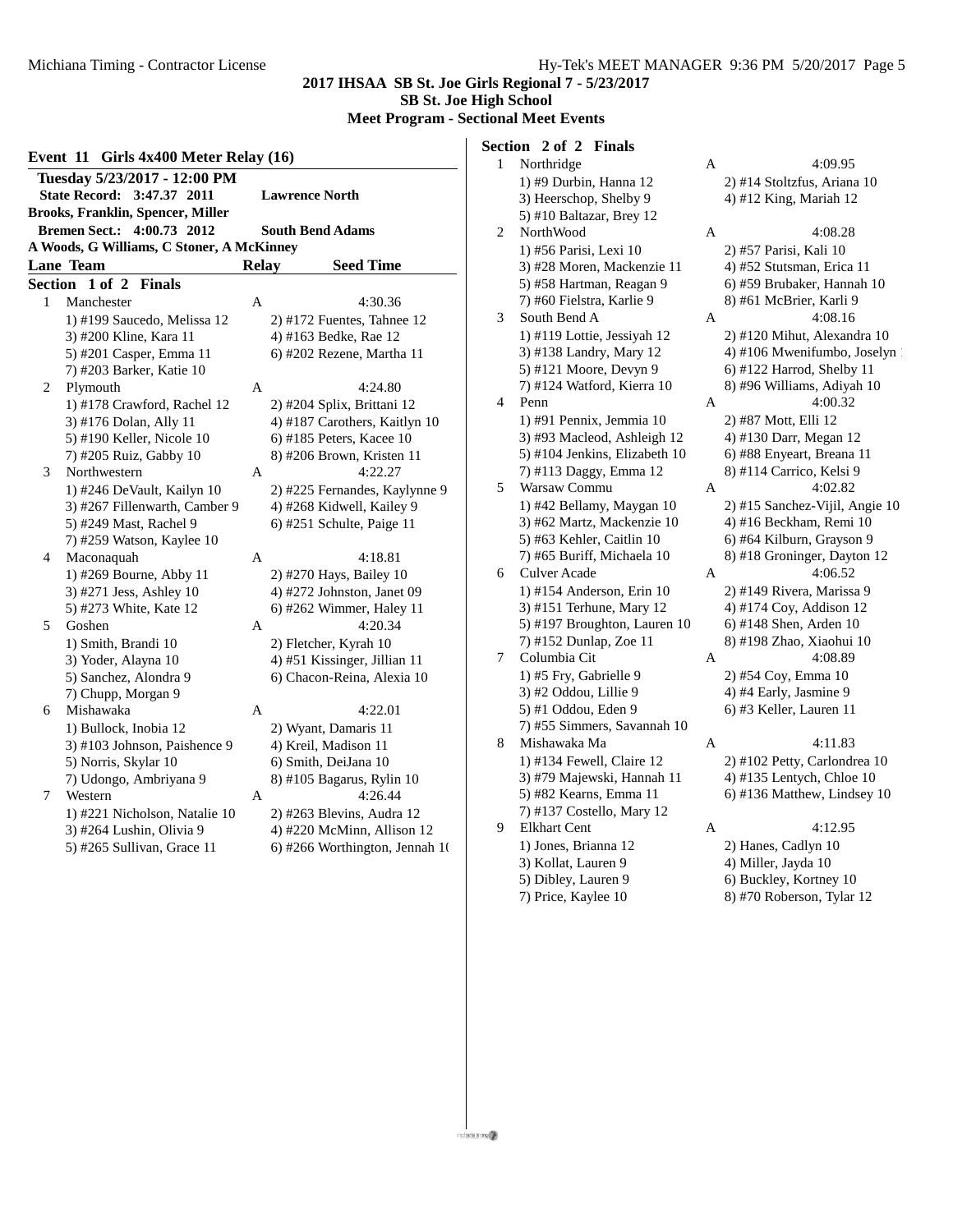## 2017 IHSAA SB St. Joe Girls Regional 7 - 5/23/2017

**SB St. Joe High School**

**Meet Program - Sectional Meet Events**

### Event 11 Girls 4x400 Meter Relay (16)

**Tuesday 5/23/2017 - 12:00 PM**

**State Record: 3:47.37 2011 Lawrence North**
**Brooks, Franklin, Spencer, Miller**

**Bremen Sect.: 4:00.73 2012 South Bend Adams**
**A Woods, G Williams, C Stoner, A McKinney**

| Lane | Team | Relay | Seed Time |
|---|---|---|---|

#### Section 1 of 2 Finals

| Lane | Team | Relay | Seed Time |
|---|---|---|---|
| 1 | Manchester | A | 4:30.36 |
| | 1) #199 Saucedo, Melissa 12 | 2) #172 Fuentes, Tahnee 12 | |
| | 3) #200 Kline, Kara 11 | 4) #163 Bedke, Rae 12 | |
| | 5) #201 Casper, Emma 11 | 6) #202 Rezene, Martha 11 | |
| | 7) #203 Barker, Katie 10 | | |
| 2 | Plymouth | A | 4:24.80 |
| | 1) #178 Crawford, Rachel 12 | 2) #204 Splix, Brittani 12 | |
| | 3) #176 Dolan, Ally 11 | 4) #187 Carothers, Kaitlyn 10 | |
| | 5) #190 Keller, Nicole 10 | 6) #185 Peters, Kacee 10 | |
| | 7) #205 Ruiz, Gabby 10 | 8) #206 Brown, Kristen 11 | |
| 3 | Northwestern | A | 4:22.27 |
| | 1) #246 DeVault, Kailyn 10 | 2) #225 Fernandes, Kaylynne 9 | |
| | 3) #267 Fillenwarth, Camber 9 | 4) #268 Kidwell, Kailey 9 | |
| | 5) #249 Mast, Rachel 9 | 6) #251 Schulte, Paige 11 | |
| | 7) #259 Watson, Kaylee 10 | | |
| 4 | Maconaquah | A | 4:18.81 |
| | 1) #269 Bourne, Abby 11 | 2) #270 Hays, Bailey 10 | |
| | 3) #271 Jess, Ashley 10 | 4) #272 Johnston, Janet 09 | |
| | 5) #273 White, Kate 12 | 6) #262 Wimmer, Haley 11 | |
| 5 | Goshen | A | 4:20.34 |
| | 1) Smith, Brandi 10 | 2) Fletcher, Kyrah 10 | |
| | 3) Yoder, Alayna 10 | 4) #51 Kissinger, Jillian 11 | |
| | 5) Sanchez, Alondra 9 | 6) Chacon-Reina, Alexia 10 | |
| | 7) Chupp, Morgan 9 | | |
| 6 | Mishawaka | A | 4:22.01 |
| | 1) Bullock, Inobia 12 | 2) Wyant, Damaris 11 | |
| | 3) #103 Johnson, Paishence 9 | 4) Kreil, Madison 11 | |
| | 5) Norris, Skylar 10 | 6) Smith, DeiJana 10 | |
| | 7) Udongo, Ambriyana 9 | 8) #105 Bagarus, Rylin 10 | |
| 7 | Western | A | 4:26.44 |
| | 1) #221 Nicholson, Natalie 10 | 2) #263 Blevins, Audra 12 | |
| | 3) #264 Lushin, Olivia 9 | 4) #220 McMinn, Allison 12 | |
| | 5) #265 Sullivan, Grace 11 | 6) #266 Worthington, Jennah 10 | |

#### Section 2 of 2 Finals

| Lane | Team | Relay | Seed Time |
|---|---|---|---|
| 1 | Northridge | A | 4:09.95 |
| | 1) #9 Durbin, Hanna 12 | 2) #14 Stoltzfus, Ariana 10 | |
| | 3) Heerschop, Shelby 9 | 4) #12 King, Mariah 12 | |
| | 5) #10 Baltazar, Brey 12 | | |
| 2 | NorthWood | A | 4:08.28 |
| | 1) #56 Parisi, Lexi 10 | 2) #57 Parisi, Kali 10 | |
| | 3) #28 Moren, Mackenzie 11 | 4) #52 Stutsman, Erica 11 | |
| | 5) #58 Hartman, Reagan 9 | 6) #59 Brubaker, Hannah 10 | |
| | 7) #60 Fielstra, Karlie 9 | 8) #61 McBrier, Karli 9 | |
| 3 | South Bend A | A | 4:08.16 |
| | 1) #119 Lottie, Jessiyah 12 | 2) #120 Mihut, Alexandra 10 | |
| | 3) #138 Landry, Mary 12 | 4) #106 Mwenifumbo, Joselyn | |
| | 5) #121 Moore, Devyn 9 | 6) #122 Harrod, Shelby 11 | |
| | 7) #124 Watford, Kierra 10 | 8) #96 Williams, Adiyah 10 | |
| 4 | Penn | A | 4:00.32 |
| | 1) #91 Pennix, Jemmia 10 | 2) #87 Mott, Elli 12 | |
| | 3) #93 Macleod, Ashleigh 12 | 4) #130 Darr, Megan 12 | |
| | 5) #104 Jenkins, Elizabeth 10 | 6) #88 Enyeart, Breana 11 | |
| | 7) #113 Daggy, Emma 12 | 8) #114 Carrico, Kelsi 9 | |
| 5 | Warsaw Commu | A | 4:02.82 |
| | 1) #42 Bellamy, Maygan 10 | 2) #15 Sanchez-Vijil, Angie 10 | |
| | 3) #62 Martz, Mackenzie 10 | 4) #16 Beckham, Remi 10 | |
| | 5) #63 Kehler, Caitlin 10 | 6) #64 Kilburn, Grayson 9 | |
| | 7) #65 Buriff, Michaela 10 | 8) #18 Groninger, Dayton 12 | |
| 6 | Culver Acade | A | 4:06.52 |
| | 1) #154 Anderson, Erin 10 | 2) #149 Rivera, Marissa 9 | |
| | 3) #151 Terhune, Mary 12 | 4) #174 Coy, Addison 12 | |
| | 5) #197 Broughton, Lauren 10 | 6) #148 Shen, Arden 10 | |
| | 7) #152 Dunlap, Zoe 11 | 8) #198 Zhao, Xiaohui 10 | |
| 7 | Columbia Cit | A | 4:08.89 |
| | 1) #5 Fry, Gabrielle 9 | 2) #54 Coy, Emma 10 | |
| | 3) #2 Oddou, Lillie 9 | 4) #4 Early, Jasmine 9 | |
| | 5) #1 Oddou, Eden 9 | 6) #3 Keller, Lauren 11 | |
| | 7) #55 Simmers, Savannah 10 | | |
| 8 | Mishawaka Ma | A | 4:11.83 |
| | 1) #134 Fewell, Claire 12 | 2) #102 Petty, Carlondrea 10 | |
| | 3) #79 Majewski, Hannah 11 | 4) #135 Lentych, Chloe 10 | |
| | 5) #82 Kearns, Emma 11 | 6) #136 Matthew, Lindsey 10 | |
| | 7) #137 Costello, Mary 12 | | |
| 9 | Elkhart Cent | A | 4:12.95 |
| | 1) Jones, Brianna 12 | 2) Hanes, Cadlyn 10 | |
| | 3) Kollat, Lauren 9 | 4) Miller, Jayda 10 | |
| | 5) Dibley, Lauren 9 | 6) Buckley, Kortney 10 | |
| | 7) Price, Kaylee 10 | 8) #70 Roberson, Tylar 12 | |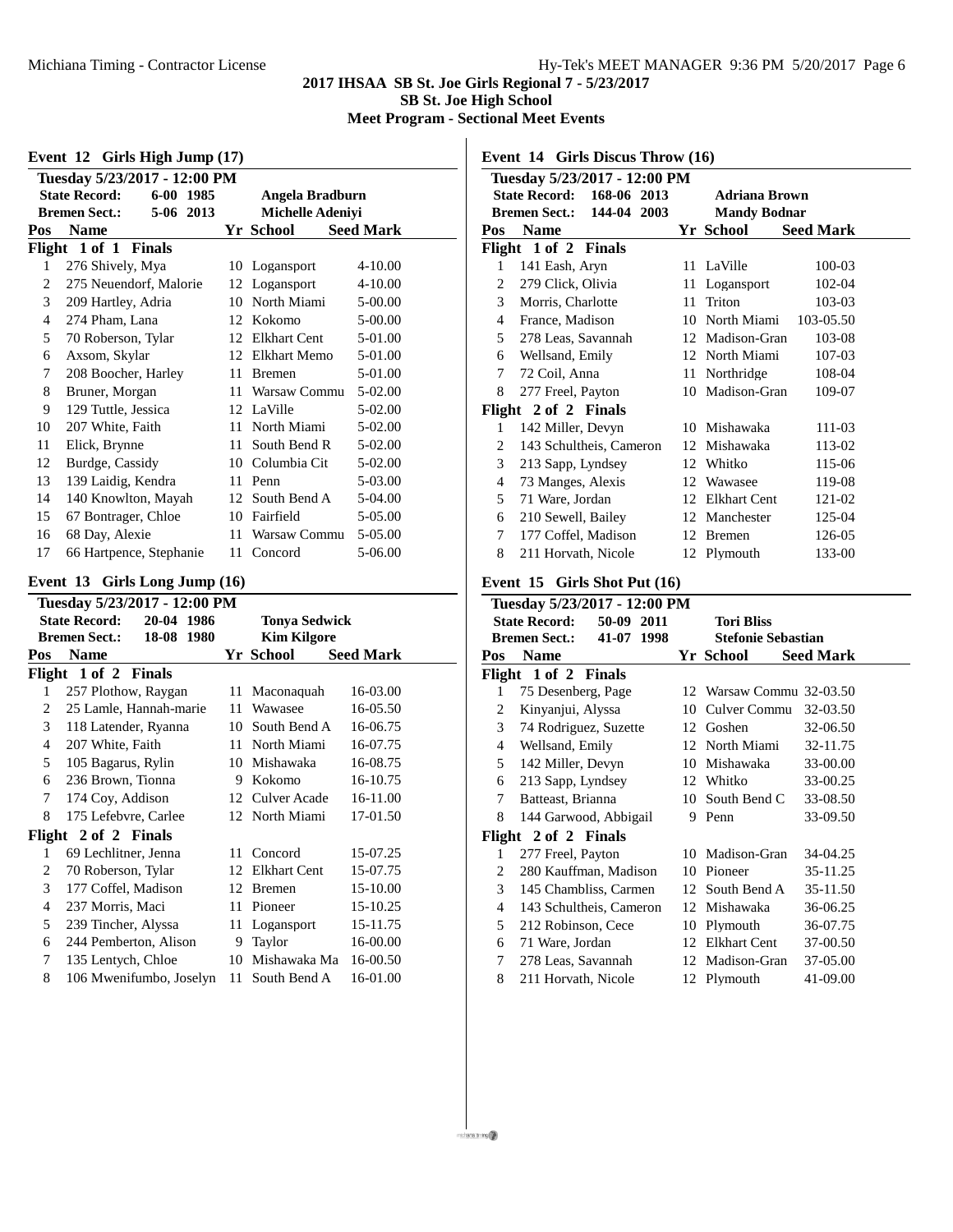# 2017 IHSAA SB St. Joe Girls Regional 7 - 5/23/2017

**SB St. Joe High School**

**Meet Program - Sectional Meet Events**

## Event 12 Girls High Jump (17)

**Tuesday 5/23/2017 - 12:00 PM**

**State Record:** 6-00 1985 **Angela Bradburn**
**Bremen Sect.:** 5-06 2013 **Michelle Adeniyi**

| Pos | Name | Yr | School | Seed Mark |
|---|---|---|---|---|
| **Flight 1 of 1 Finals** | | | | |
| 1 | 276 Shively, Mya | 10 | Logansport | 4-10.00 |
| 2 | 275 Neuendorf, Malorie | 12 | Logansport | 4-10.00 |
| 3 | 209 Hartley, Adria | 10 | North Miami | 5-00.00 |
| 4 | 274 Pham, Lana | 12 | Kokomo | 5-00.00 |
| 5 | 70 Roberson, Tylar | 12 | Elkhart Cent | 5-01.00 |
| 6 | Axsom, Skylar | 12 | Elkhart Memo | 5-01.00 |
| 7 | 208 Boocher, Harley | 11 | Bremen | 5-01.00 |
| 8 | Bruner, Morgan | 11 | Warsaw Commu | 5-02.00 |
| 9 | 129 Tuttle, Jessica | 12 | LaVille | 5-02.00 |
| 10 | 207 White, Faith | 11 | North Miami | 5-02.00 |
| 11 | Elick, Brynne | 11 | South Bend R | 5-02.00 |
| 12 | Burdge, Cassidy | 10 | Columbia Cit | 5-02.00 |
| 13 | 139 Laidig, Kendra | 11 | Penn | 5-03.00 |
| 14 | 140 Knowlton, Mayah | 12 | South Bend A | 5-04.00 |
| 15 | 67 Bontrager, Chloe | 10 | Fairfield | 5-05.00 |
| 16 | 68 Day, Alexie | 11 | Warsaw Commu | 5-05.00 |
| 17 | 66 Hartpence, Stephanie | 11 | Concord | 5-06.00 |

## Event 13 Girls Long Jump (16)

**Tuesday 5/23/2017 - 12:00 PM**

**State Record:** 20-04 1986 **Tonya Sedwick**
**Bremen Sect.:** 18-08 1980 **Kim Kilgore**

| Pos | Name | Yr | School | Seed Mark |
|---|---|---|---|---|
| **Flight 1 of 2 Finals** | | | | |
| 1 | 257 Plothow, Raygan | 11 | Maconaquah | 16-03.00 |
| 2 | 25 Lamle, Hannah-marie | 11 | Wawasee | 16-05.50 |
| 3 | 118 Latender, Ryanna | 10 | South Bend A | 16-06.75 |
| 4 | 207 White, Faith | 11 | North Miami | 16-07.75 |
| 5 | 105 Bagarus, Rylin | 10 | Mishawaka | 16-08.75 |
| 6 | 236 Brown, Tionna | 9 | Kokomo | 16-10.75 |
| 7 | 174 Coy, Addison | 12 | Culver Acade | 16-11.00 |
| 8 | 175 Lefebvre, Carlee | 12 | North Miami | 17-01.50 |
| **Flight 2 of 2 Finals** | | | | |
| 1 | 69 Lechlitner, Jenna | 11 | Concord | 15-07.25 |
| 2 | 70 Roberson, Tylar | 12 | Elkhart Cent | 15-07.75 |
| 3 | 177 Coffel, Madison | 12 | Bremen | 15-10.00 |
| 4 | 237 Morris, Maci | 11 | Pioneer | 15-10.25 |
| 5 | 239 Tincher, Alyssa | 11 | Logansport | 15-11.75 |
| 6 | 244 Pemberton, Alison | 9 | Taylor | 16-00.00 |
| 7 | 135 Lentych, Chloe | 10 | Mishawaka Ma | 16-00.50 |
| 8 | 106 Mwenifumbo, Joselyn | 11 | South Bend A | 16-01.00 |

## Event 14 Girls Discus Throw (16)

**Tuesday 5/23/2017 - 12:00 PM**

**State Record:** 168-06 2013 **Adriana Brown**
**Bremen Sect.:** 144-04 2003 **Mandy Bodnar**

| Pos | Name | Yr | School | Seed Mark |
|---|---|---|---|---|
| **Flight 1 of 2 Finals** | | | | |
| 1 | 141 Eash, Aryn | 11 | LaVille | 100-03 |
| 2 | 279 Click, Olivia | 11 | Logansport | 102-04 |
| 3 | Morris, Charlotte | 11 | Triton | 103-03 |
| 4 | France, Madison | 10 | North Miami | 103-05.50 |
| 5 | 278 Leas, Savannah | 12 | Madison-Gran | 103-08 |
| 6 | Wellsand, Emily | 12 | North Miami | 107-03 |
| 7 | 72 Coil, Anna | 11 | Northridge | 108-04 |
| 8 | 277 Freel, Payton | 10 | Madison-Gran | 109-07 |
| **Flight 2 of 2 Finals** | | | | |
| 1 | 142 Miller, Devyn | 10 | Mishawaka | 111-03 |
| 2 | 143 Schultheis, Cameron | 12 | Mishawaka | 113-02 |
| 3 | 213 Sapp, Lyndsey | 12 | Whitko | 115-06 |
| 4 | 73 Manges, Alexis | 12 | Wawasee | 119-08 |
| 5 | 71 Ware, Jordan | 12 | Elkhart Cent | 121-02 |
| 6 | 210 Sewell, Bailey | 12 | Manchester | 125-04 |
| 7 | 177 Coffel, Madison | 12 | Bremen | 126-05 |
| 8 | 211 Horvath, Nicole | 12 | Plymouth | 133-00 |

## Event 15 Girls Shot Put (16)

**Tuesday 5/23/2017 - 12:00 PM**

**State Record:** 50-09 2011 **Tori Bliss**
**Bremen Sect.:** 41-07 1998 **Stefonie Sebastian**

| Pos | Name | Yr | School | Seed Mark |
|---|---|---|---|---|
| **Flight 1 of 2 Finals** | | | | |
| 1 | 75 Desenberg, Page | 12 | Warsaw Commu | 32-03.50 |
| 2 | Kinyanjui, Alyssa | 10 | Culver Commu | 32-03.50 |
| 3 | 74 Rodriguez, Suzette | 12 | Goshen | 32-06.50 |
| 4 | Wellsand, Emily | 12 | North Miami | 32-11.75 |
| 5 | 142 Miller, Devyn | 10 | Mishawaka | 33-00.00 |
| 6 | 213 Sapp, Lyndsey | 12 | Whitko | 33-00.25 |
| 7 | Batteast, Brianna | 10 | South Bend C | 33-08.50 |
| 8 | 144 Garwood, Abbigail | 9 | Penn | 33-09.50 |
| **Flight 2 of 2 Finals** | | | | |
| 1 | 277 Freel, Payton | 10 | Madison-Gran | 34-04.25 |
| 2 | 280 Kauffman, Madison | 10 | Pioneer | 35-11.25 |
| 3 | 145 Chambliss, Carmen | 12 | South Bend A | 35-11.50 |
| 4 | 143 Schultheis, Cameron | 12 | Mishawaka | 36-06.25 |
| 5 | 212 Robinson, Cece | 10 | Plymouth | 36-07.75 |
| 6 | 71 Ware, Jordan | 12 | Elkhart Cent | 37-00.50 |
| 7 | 278 Leas, Savannah | 12 | Madison-Gran | 37-05.00 |
| 8 | 211 Horvath, Nicole | 12 | Plymouth | 41-09.00 |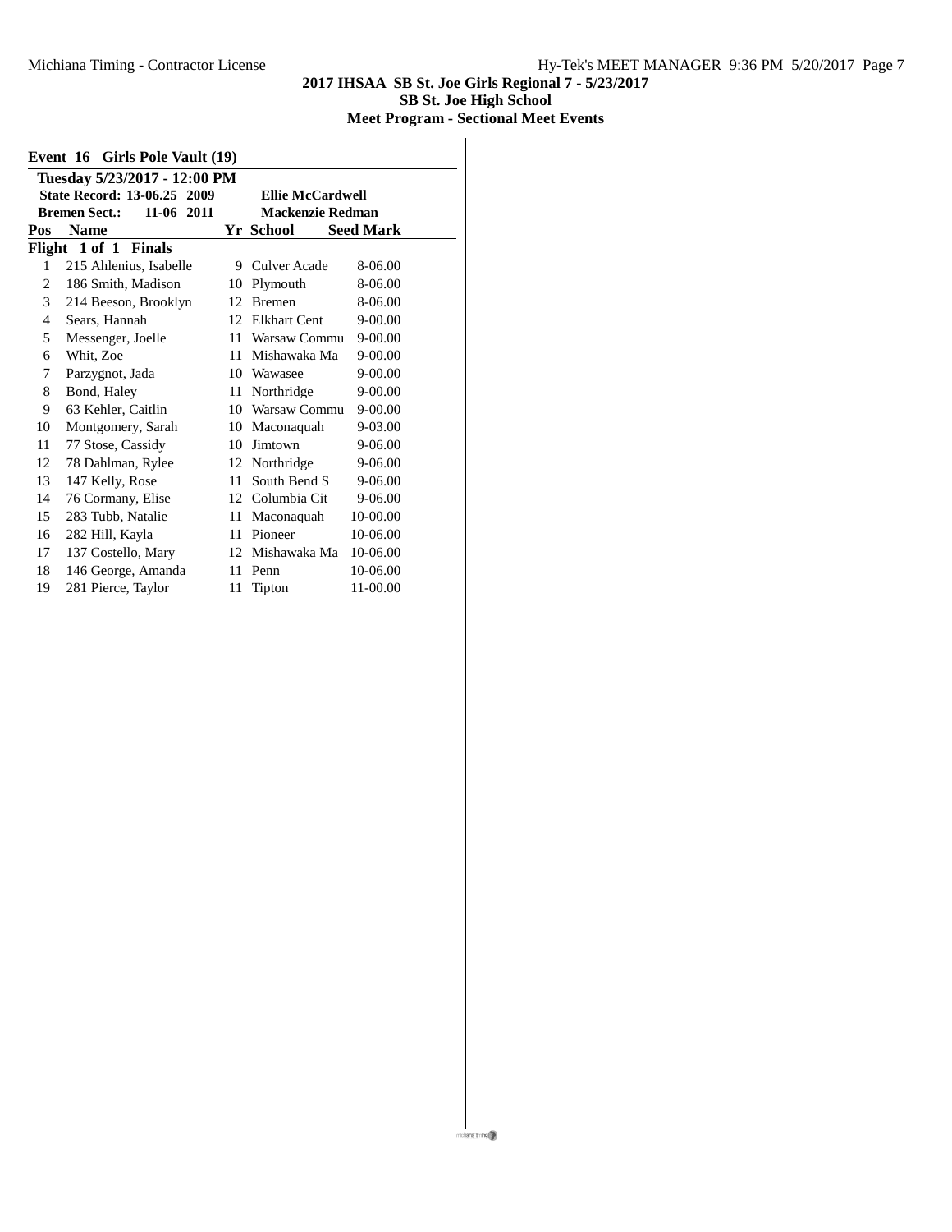**2017 IHSAA SB St. Joe Girls Regional 7 - 5/23/2017**
**SB St. Joe High School**
**Meet Program - Sectional Meet Events**

### Event 16 Girls Pole Vault (19)

**Tuesday 5/23/2017 - 12:00 PM**

**State Record: 13-06.25 2009** **Ellie McCardwell**
**Bremen Sect.: 11-06 2011** **Mackenzie Redman**

| Pos | Name | Yr | School | Seed Mark |
|---|---|---|---|---|
| **Flight 1 of 1 Finals** | | | | |
| 1 | 215 Ahlenius, Isabelle | 9 | Culver Acade | 8-06.00 |
| 2 | 186 Smith, Madison | 10 | Plymouth | 8-06.00 |
| 3 | 214 Beeson, Brooklyn | 12 | Bremen | 8-06.00 |
| 4 | Sears, Hannah | 12 | Elkhart Cent | 9-00.00 |
| 5 | Messenger, Joelle | 11 | Warsaw Commu | 9-00.00 |
| 6 | Whit, Zoe | 11 | Mishawaka Ma | 9-00.00 |
| 7 | Parzygnot, Jada | 10 | Wawasee | 9-00.00 |
| 8 | Bond, Haley | 11 | Northridge | 9-00.00 |
| 9 | 63 Kehler, Caitlin | 10 | Warsaw Commu | 9-00.00 |
| 10 | Montgomery, Sarah | 10 | Maconaquah | 9-03.00 |
| 11 | 77 Stose, Cassidy | 10 | Jimtown | 9-06.00 |
| 12 | 78 Dahlman, Rylee | 12 | Northridge | 9-06.00 |
| 13 | 147 Kelly, Rose | 11 | South Bend S | 9-06.00 |
| 14 | 76 Cormany, Elise | 12 | Columbia Cit | 9-06.00 |
| 15 | 283 Tubb, Natalie | 11 | Maconaquah | 10-00.00 |
| 16 | 282 Hill, Kayla | 11 | Pioneer | 10-06.00 |
| 17 | 137 Costello, Mary | 12 | Mishawaka Ma | 10-06.00 |
| 18 | 146 George, Amanda | 11 | Penn | 10-06.00 |
| 19 | 281 Pierce, Taylor | 11 | Tipton | 11-00.00 |